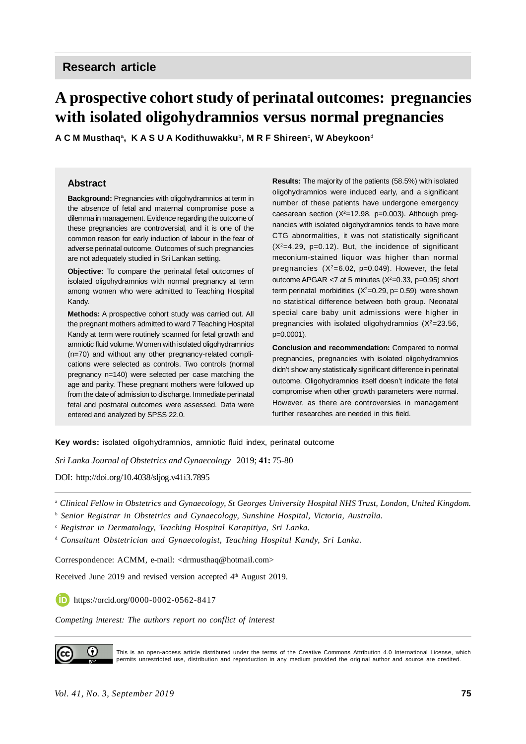Research article

# A prospective cohort study of perinatal outcomes: pregnancies with isolated oligohydramnios versus normal pregnancies

**A C M Musthaq[a], K A S U A Kodithuwakku[b], M R F Shireen[c], W Abeykoon[d]**

## Abstract

**Background:** Pregnancies with oligohydramnios at term in the absence of fetal and maternal compromise pose a dilemma in management. Evidence regarding the outcome of these pregnancies are controversial, and it is one of the common reason for early induction of labour in the fear of adverse perinatal outcome. Outcomes of such pregnancies are not adequately studied in Sri Lankan setting.

**Objective:** To compare the perinatal fetal outcomes of isolated oligohydramnios with normal pregnancy at term among women who were admitted to Teaching Hospital Kandy.

**Methods:** A prospective cohort study was carried out. All the pregnant mothers admitted to ward 7 Teaching Hospital Kandy at term were routinely scanned for fetal growth and amniotic fluid volume. Women with isolated oligohydramnios (n=70) and without any other pregnancy-related complications were selected as controls. Two controls (normal pregnancy n=140) were selected per case matching the age and parity. These pregnant mothers were followed up from the date of admission to discharge. Immediate perinatal fetal and postnatal outcomes were assessed. Data were entered and analyzed by SPSS 22.0.

**Results:** The majority of the patients (58.5%) with isolated oligohydramnios were induced early, and a significant number of these patients have undergone emergency caesarean section ($X^2$=12.98, p=0.003). Although pregnancies with isolated oligohydramnios tends to have more CTG abnormalities, it was not statistically significant ($X^2$=4.29, p=0.12). But, the incidence of significant meconium-stained liquor was higher than normal pregnancies ($X^2$=6.02, p=0.049). However, the fetal outcome APGAR <7 at 5 minutes ($X^2$=0.33, p=0.95) short term perinatal morbidities ($X^2$=0.29, p= 0.59) were shown no statistical difference between both group. Neonatal special care baby unit admissions were higher in pregnancies with isolated oligohydramnios ($X^2$=23.56, p=0.0001).

**Conclusion and recommendation:** Compared to normal pregnancies, pregnancies with isolated oligohydramnios didn't show any statistically significant difference in perinatal outcome. Oligohydramnios itself doesn't indicate the fetal compromise when other growth parameters were normal. However, as there are controversies in management further researches are needed in this field.

**Key words:** isolated oligohydramnios, amniotic fluid index, perinatal outcome

*Sri Lanka Journal of Obstetrics and Gynaecology* 2019; **41:** 75-80

DOI: http://doi.org/10.4038/sljog.v41i3.7895

[a] *Clinical Fellow in Obstetrics and Gynaecology, St Georges University Hospital NHS Trust, London, United Kingdom.*

[b] *Senior Registrar in Obstetrics and Gynaecology, Sunshine Hospital, Victoria, Australia.*

[c] *Registrar in Dermatology, Teaching Hospital Karapitiya, Sri Lanka.*

[d] *Consultant Obstetrician and Gynaecologist, Teaching Hospital Kandy, Sri Lanka.*

Correspondence: ACMM, e-mail: <drmusthaq@hotmail.com>

Received June 2019 and revised version accepted 4th August 2019.

https://orcid.org/0000-0002-0562-8417

*Competing interest: The authors report no conflict of interest*

This is an open-access article distributed under the terms of the Creative Commons Attribution 4.0 International License, which permits unrestricted use, distribution and reproduction in any medium provided the original author and source are credited.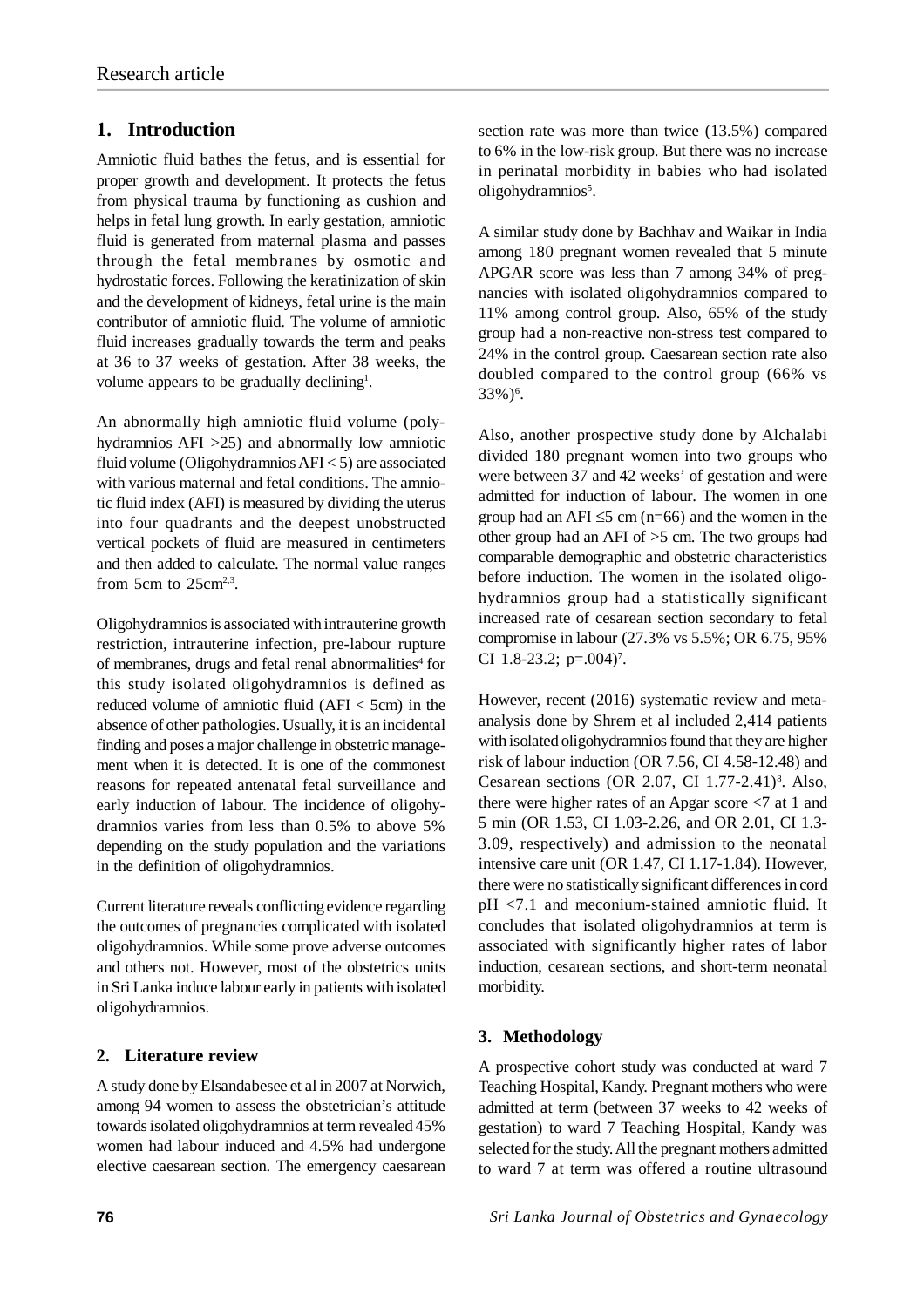## 1. Introduction

Amniotic fluid bathes the fetus, and is essential for proper growth and development. It protects the fetus from physical trauma by functioning as cushion and helps in fetal lung growth. In early gestation, amniotic fluid is generated from maternal plasma and passes through the fetal membranes by osmotic and hydrostatic forces. Following the keratinization of skin and the development of kidneys, fetal urine is the main contributor of amniotic fluid. The volume of amniotic fluid increases gradually towards the term and peaks at 36 to 37 weeks of gestation. After 38 weeks, the volume appears to be gradually declining[1].

An abnormally high amniotic fluid volume (polyhydramnios AFI >25) and abnormally low amniotic fluid volume (Oligohydramnios AFI < 5) are associated with various maternal and fetal conditions. The amniotic fluid index (AFI) is measured by dividing the uterus into four quadrants and the deepest unobstructed vertical pockets of fluid are measured in centimeters and then added to calculate. The normal value ranges from 5cm to 25cm[2,3].

Oligohydramnios is associated with intrauterine growth restriction, intrauterine infection, pre-labour rupture of membranes, drugs and fetal renal abnormalities[4] for this study isolated oligohydramnios is defined as reduced volume of amniotic fluid (AFI < 5cm) in the absence of other pathologies. Usually, it is an incidental finding and poses a major challenge in obstetric management when it is detected. It is one of the commonest reasons for repeated antenatal fetal surveillance and early induction of labour. The incidence of oligohydramnios varies from less than 0.5% to above 5% depending on the study population and the variations in the definition of oligohydramnios.

Current literature reveals conflicting evidence regarding the outcomes of pregnancies complicated with isolated oligohydramnios. While some prove adverse outcomes and others not. However, most of the obstetrics units in Sri Lanka induce labour early in patients with isolated oligohydramnios.

## 2. Literature review

A study done by Elsandabesee et al in 2007 at Norwich, among 94 women to assess the obstetrician's attitude towards isolated oligohydramnios at term revealed 45% women had labour induced and 4.5% had undergone elective caesarean section. The emergency caesarean section rate was more than twice (13.5%) compared to 6% in the low-risk group. But there was no increase in perinatal morbidity in babies who had isolated oligohydramnios[5].

A similar study done by Bachhav and Waikar in India among 180 pregnant women revealed that 5 minute APGAR score was less than 7 among 34% of pregnancies with isolated oligohydramnios compared to 11% among control group. Also, 65% of the study group had a non-reactive non-stress test compared to 24% in the control group. Caesarean section rate also doubled compared to the control group (66% vs 33%)[6].

Also, another prospective study done by Alchalabi divided 180 pregnant women into two groups who were between 37 and 42 weeks' of gestation and were admitted for induction of labour. The women in one group had an AFI ≤5 cm (n=66) and the women in the other group had an AFI of >5 cm. The two groups had comparable demographic and obstetric characteristics before induction. The women in the isolated oligohydramnios group had a statistically significant increased rate of cesarean section secondary to fetal compromise in labour (27.3% vs 5.5%; OR 6.75, 95% CI 1.8-23.2; p=.004)[7].

However, recent (2016) systematic review and meta-analysis done by Shrem et al included 2,414 patients with isolated oligohydramnios found that they are higher risk of labour induction (OR 7.56, CI 4.58-12.48) and Cesarean sections (OR 2.07, CI 1.77-2.41)[8]. Also, there were higher rates of an Apgar score <7 at 1 and 5 min (OR 1.53, CI 1.03-2.26, and OR 2.01, CI 1.3-3.09, respectively) and admission to the neonatal intensive care unit (OR 1.47, CI 1.17-1.84). However, there were no statistically significant differences in cord pH <7.1 and meconium-stained amniotic fluid. It concludes that isolated oligohydramnios at term is associated with significantly higher rates of labor induction, cesarean sections, and short-term neonatal morbidity.

## 3. Methodology

A prospective cohort study was conducted at ward 7 Teaching Hospital, Kandy. Pregnant mothers who were admitted at term (between 37 weeks to 42 weeks of gestation) to ward 7 Teaching Hospital, Kandy was selected for the study. All the pregnant mothers admitted to ward 7 at term was offered a routine ultrasound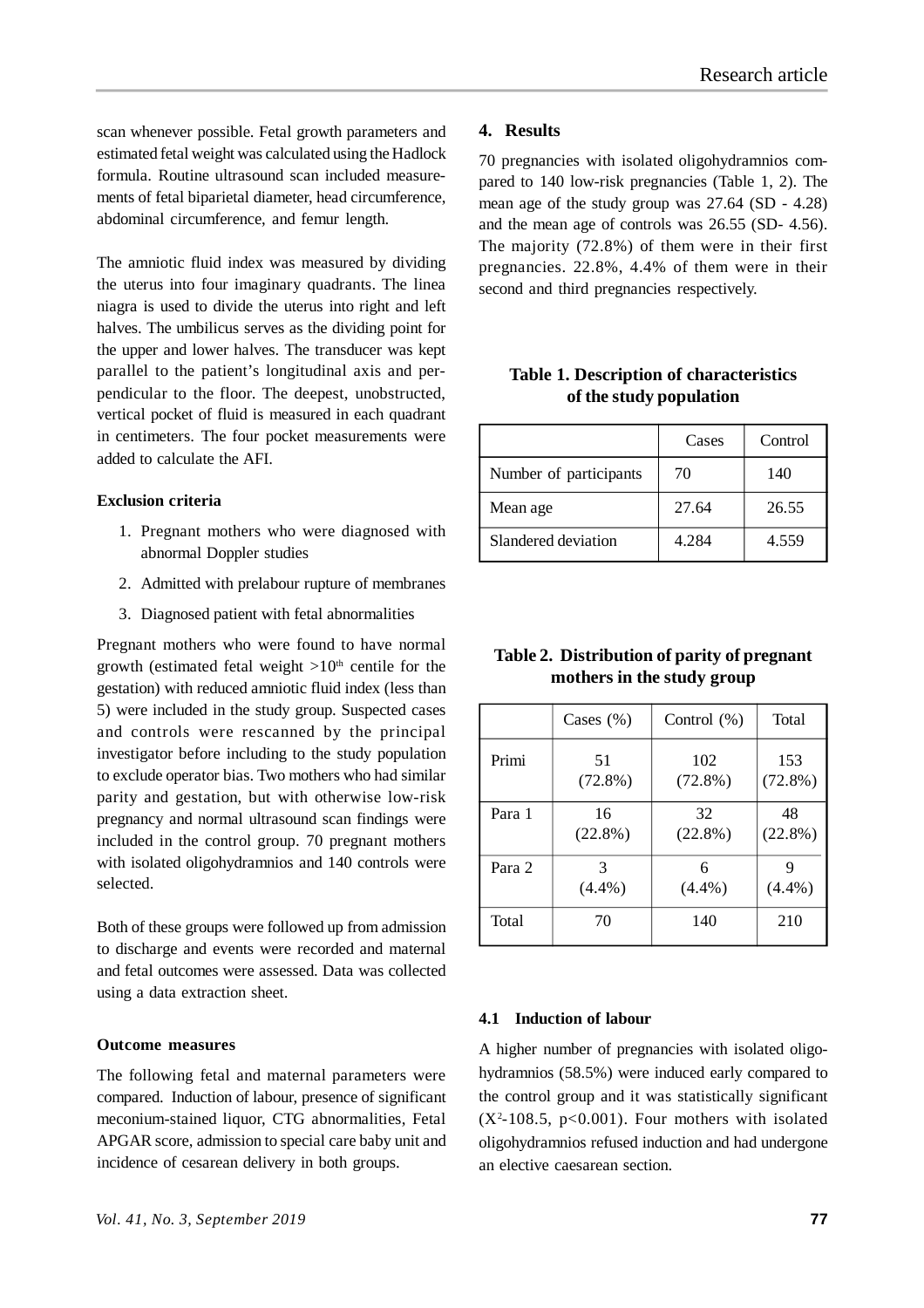scan whenever possible. Fetal growth parameters and estimated fetal weight was calculated using the Hadlock formula. Routine ultrasound scan included measurements of fetal biparietal diameter, head circumference, abdominal circumference, and femur length.

The amniotic fluid index was measured by dividing the uterus into four imaginary quadrants. The linea niagra is used to divide the uterus into right and left halves. The umbilicus serves as the dividing point for the upper and lower halves. The transducer was kept parallel to the patient's longitudinal axis and perpendicular to the floor. The deepest, unobstructed, vertical pocket of fluid is measured in each quadrant in centimeters. The four pocket measurements were added to calculate the AFI.

**Exclusion criteria**

1. Pregnant mothers who were diagnosed with abnormal Doppler studies
2. Admitted with prelabour rupture of membranes
3. Diagnosed patient with fetal abnormalities

Pregnant mothers who were found to have normal growth (estimated fetal weight >10$^{th}$ centile for the gestation) with reduced amniotic fluid index (less than 5) were included in the study group. Suspected cases and controls were rescanned by the principal investigator before including to the study population to exclude operator bias. Two mothers who had similar parity and gestation, but with otherwise low-risk pregnancy and normal ultrasound scan findings were included in the control group. 70 pregnant mothers with isolated oligohydramnios and 140 controls were selected.

Both of these groups were followed up from admission to discharge and events were recorded and maternal and fetal outcomes were assessed. Data was collected using a data extraction sheet.

**Outcome measures**

The following fetal and maternal parameters were compared. Induction of labour, presence of significant meconium-stained liquor, CTG abnormalities, Fetal APGAR score, admission to special care baby unit and incidence of cesarean delivery in both groups.

## 4. Results

70 pregnancies with isolated oligohydramnios compared to 140 low-risk pregnancies (Table 1, 2). The mean age of the study group was 27.64 (SD - 4.28) and the mean age of controls was 26.55 (SD- 4.56). The majority (72.8%) of them were in their first pregnancies. 22.8%, 4.4% of them were in their second and third pregnancies respectively.

**Table 1. Description of characteristics of the study population**

| | Cases | Control |
|---|---|---|
| Number of participants | 70 | 140 |
| Mean age | 27.64 | 26.55 |
| Slandered deviation | 4.284 | 4.559 |

**Table 2. Distribution of parity of pregnant mothers in the study group**

| | Cases (%) | Control (%) | Total |
|---|---|---|---|
| Primi | 51 (72.8%) | 102 (72.8%) | 153 (72.8%) |
| Para 1 | 16 (22.8%) | 32 (22.8%) | 48 (22.8%) |
| Para 2 | 3 (4.4%) | 6 (4.4%) | 9 (4.4%) |
| Total | 70 | 140 | 210 |

### 4.1 Induction of labour

A higher number of pregnancies with isolated oligohydramnios (58.5%) were induced early compared to the control group and it was statistically significant ($X^2$-108.5, $p<0.001$). Four mothers with isolated oligohydramnios refused induction and had undergone an elective caesarean section.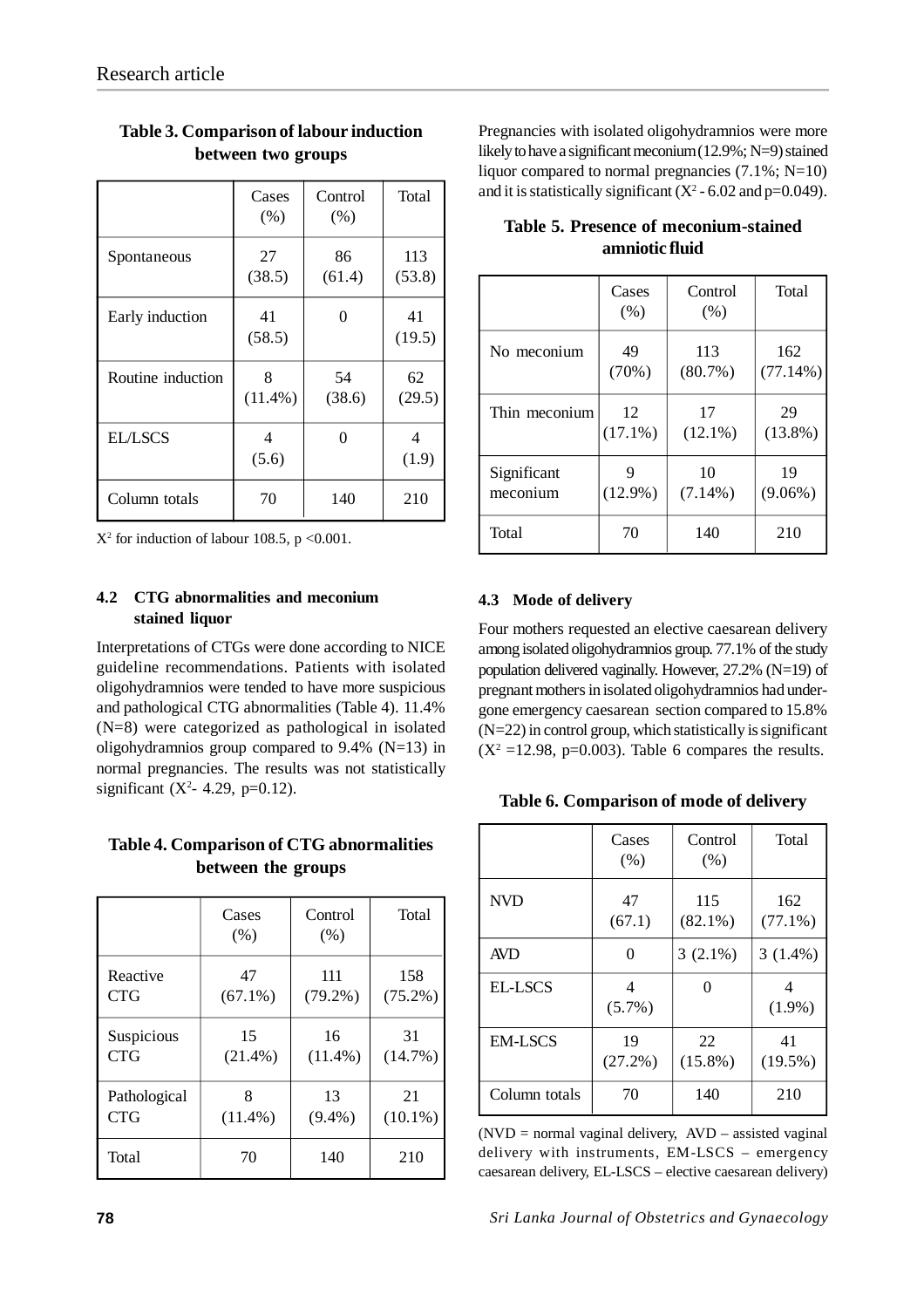**Table 3. Comparison of labour induction between two groups**

| | Cases (%) | Control (%) | Total |
|---|---|---|---|
| Spontaneous | 27 (38.5) | 86 (61.4) | 113 (53.8) |
| Early induction | 41 (58.5) | 0 | 41 (19.5) |
| Routine induction | 8 (11.4%) | 54 (38.6) | 62 (29.5) |
| EL/LSCS | 4 (5.6) | 0 | 4 (1.9) |
| Column totals | 70 | 140 | 210 |

$X^2$ for induction of labour 108.5, $p < 0.001$.

### 4.2 CTG abnormalities and meconium stained liquor

Interpretations of CTGs were done according to NICE guideline recommendations. Patients with isolated oligohydramnios were tended to have more suspicious and pathological CTG abnormalities (Table 4). 11.4% (N=8) were categorized as pathological in isolated oligohydramnios group compared to 9.4% (N=13) in normal pregnancies. The results was not statistically significant ($X^2$- 4.29, p=0.12).

**Table 4. Comparison of CTG abnormalities between the groups**

| | Cases (%) | Control (%) | Total |
|---|---|---|---|
| Reactive CTG | 47 (67.1%) | 111 (79.2%) | 158 (75.2%) |
| Suspicious CTG | 15 (21.4%) | 16 (11.4%) | 31 (14.7%) |
| Pathological CTG | 8 (11.4%) | 13 (9.4%) | 21 (10.1%) |
| Total | 70 | 140 | 210 |

Pregnancies with isolated oligohydramnios were more likely to have a significant meconium (12.9%; N=9) stained liquor compared to normal pregnancies (7.1%; N=10) and it is statistically significant ($X^2$ - 6.02 and p=0.049).

**Table 5. Presence of meconium-stained amniotic fluid**

| | Cases (%) | Control (%) | Total |
|---|---|---|---|
| No meconium | 49 (70%) | 113 (80.7%) | 162 (77.14%) |
| Thin meconium | 12 (17.1%) | 17 (12.1%) | 29 (13.8%) |
| Significant meconium | 9 (12.9%) | 10 (7.14%) | 19 (9.06%) |
| Total | 70 | 140 | 210 |

### 4.3 Mode of delivery

Four mothers requested an elective caesarean delivery among isolated oligohydramnios group. 77.1% of the study population delivered vaginally. However, 27.2% (N=19) of pregnant mothers in isolated oligohydramnios had undergone emergency caesarean section compared to 15.8% (N=22) in control group, which statistically is significant ($X^2$ =12.98, p=0.003). Table 6 compares the results.

**Table 6. Comparison of mode of delivery**

| | Cases (%) | Control (%) | Total |
|---|---|---|---|
| NVD | 47 (67.1) | 115 (82.1%) | 162 (77.1%) |
| AVD | 0 | 3 (2.1%) | 3 (1.4%) |
| EL-LSCS | 4 (5.7%) | 0 | 4 (1.9%) |
| EM-LSCS | 19 (27.2%) | 22 (15.8%) | 41 (19.5%) |
| Column totals | 70 | 140 | 210 |

(NVD = normal vaginal delivery, AVD – assisted vaginal delivery with instruments, EM-LSCS – emergency caesarean delivery, EL-LSCS – elective caesarean delivery)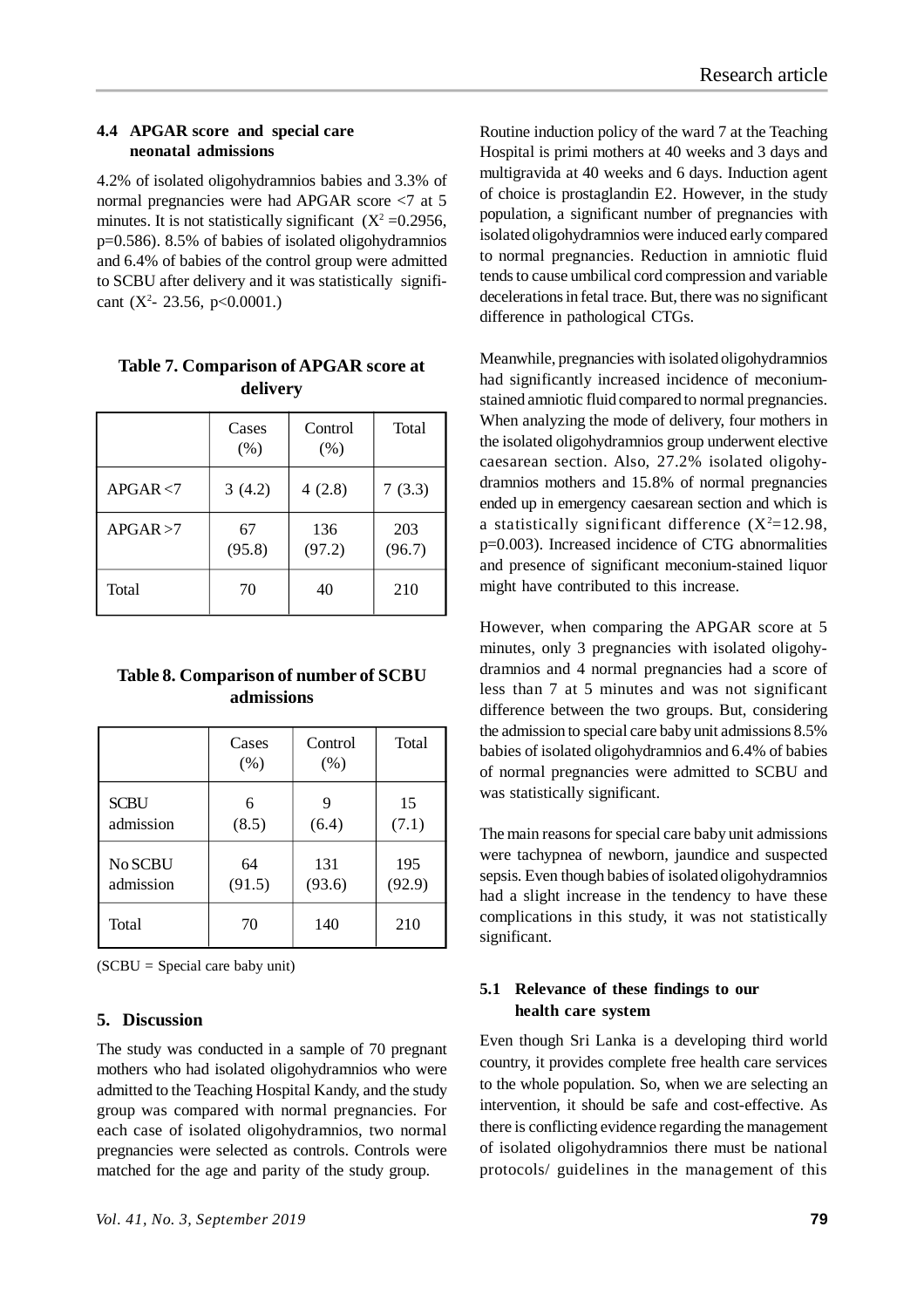### 4.4 APGAR score and special care neonatal admissions

4.2% of isolated oligohydramnios babies and 3.3% of normal pregnancies were had APGAR score <7 at 5 minutes. It is not statistically significant ($X^2$ =0.2956, p=0.586). 8.5% of babies of isolated oligohydramnios and 6.4% of babies of the control group were admitted to SCBU after delivery and it was statistically significant ($X^2$- 23.56, p<0.0001.)

**Table 7. Comparison of APGAR score at delivery**

| | Cases (%) | Control (%) | Total |
|---|---|---|---|
| APGAR <7 | 3 (4.2) | 4 (2.8) | 7 (3.3) |
| APGAR >7 | 67 (95.8) | 136 (97.2) | 203 (96.7) |
| Total | 70 | 40 | 210 |

**Table 8. Comparison of number of SCBU admissions**

| | Cases (%) | Control (%) | Total |
|---|---|---|---|
| SCBU admission | 6 (8.5) | 9 (6.4) | 15 (7.1) |
| No SCBU admission | 64 (91.5) | 131 (93.6) | 195 (92.9) |
| Total | 70 | 140 | 210 |

(SCBU = Special care baby unit)

## 5. Discussion

The study was conducted in a sample of 70 pregnant mothers who had isolated oligohydramnios who were admitted to the Teaching Hospital Kandy, and the study group was compared with normal pregnancies. For each case of isolated oligohydramnios, two normal pregnancies were selected as controls. Controls were matched for the age and parity of the study group.

Routine induction policy of the ward 7 at the Teaching Hospital is primi mothers at 40 weeks and 3 days and multigravida at 40 weeks and 6 days. Induction agent of choice is prostaglandin E2. However, in the study population, a significant number of pregnancies with isolated oligohydramnios were induced early compared to normal pregnancies. Reduction in amniotic fluid tends to cause umbilical cord compression and variable decelerations in fetal trace. But, there was no significant difference in pathological CTGs.

Meanwhile, pregnancies with isolated oligohydramnios had significantly increased incidence of meconium-stained amniotic fluid compared to normal pregnancies. When analyzing the mode of delivery, four mothers in the isolated oligohydramnios group underwent elective caesarean section. Also, 27.2% isolated oligohydramnios mothers and 15.8% of normal pregnancies ended up in emergency caesarean section and which is a statistically significant difference ($X^2$=12.98, p=0.003). Increased incidence of CTG abnormalities and presence of significant meconium-stained liquor might have contributed to this increase.

However, when comparing the APGAR score at 5 minutes, only 3 pregnancies with isolated oligohydramnios and 4 normal pregnancies had a score of less than 7 at 5 minutes and was not significant difference between the two groups. But, considering the admission to special care baby unit admissions 8.5% babies of isolated oligohydramnios and 6.4% of babies of normal pregnancies were admitted to SCBU and was statistically significant.

The main reasons for special care baby unit admissions were tachypnea of newborn, jaundice and suspected sepsis. Even though babies of isolated oligohydramnios had a slight increase in the tendency to have these complications in this study, it was not statistically significant.

### 5.1 Relevance of these findings to our health care system

Even though Sri Lanka is a developing third world country, it provides complete free health care services to the whole population. So, when we are selecting an intervention, it should be safe and cost-effective. As there is conflicting evidence regarding the management of isolated oligohydramnios there must be national protocols/ guidelines in the management of this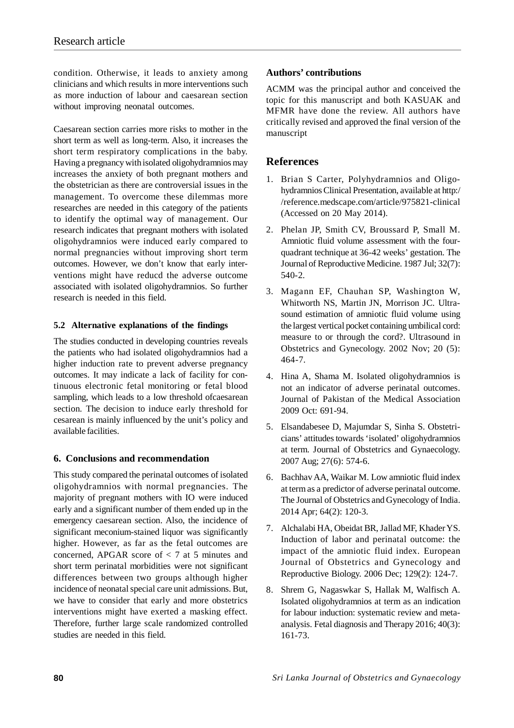condition. Otherwise, it leads to anxiety among clinicians and which results in more interventions such as more induction of labour and caesarean section without improving neonatal outcomes.

Caesarean section carries more risks to mother in the short term as well as long-term. Also, it increases the short term respiratory complications in the baby. Having a pregnancy with isolated oligohydramnios may increases the anxiety of both pregnant mothers and the obstetrician as there are controversial issues in the management. To overcome these dilemmas more researches are needed in this category of the patients to identify the optimal way of management. Our research indicates that pregnant mothers with isolated oligohydramnios were induced early compared to normal pregnancies without improving short term outcomes. However, we don't know that early interventions might have reducd the adverse outcome associated with isolated oligohydramnios. So further research is needed in this field.

### 5.2 Alternative explanations of the findings

The studies conducted in developing countries reveals the patients who had isolated oligohydramnios had a higher induction rate to prevent adverse pregnancy outcomes. It may indicate a lack of facility for continuous electronic fetal monitoring or fetal blood sampling, which leads to a low threshold ofcaesarean section. The decision to induce early threshold for cesarean is mainly influenced by the unit's policy and available facilities.

## 6. Conclusions and recommendation

This study compared the perinatal outcomes of isolated oligohydramnios with normal pregnancies. The majority of pregnant mothers with IO were induced early and a significant number of them ended up in the emergency caesarean section. Also, the incidence of significant meconium-stained liquor was significantly higher. However, as far as the fetal outcomes are concerned, APGAR score of < 7 at 5 minutes and short term perinatal morbidities were not significant differences between two groups although higher incidence of neonatal special care unit admissions. But, we have to consider that early and more obstetrics interventions might have exerted a masking effect. Therefore, further large scale randomized controlled studies are needed in this field.

### Authors' contributions

ACMM was the principal author and conceived the topic for this manuscript and both KASUAK and MFMR have done the review. All authors have critically revised and approved the final version of the manuscript

## References

1. Brian S Carter, Polyhydramnios and Oligohydramnios Clinical Presentation, available at http://reference.medscape.com/article/975821-clinical (Accessed on 20 May 2014).
2. Phelan JP, Smith CV, Broussard P, Small M. Amniotic fluid volume assessment with the four-quadrant technique at 36-42 weeks' gestation. The Journal of Reproductive Medicine. 1987 Jul; 32(7): 540-2.
3. Magann EF, Chauhan SP, Washington W, Whitworth NS, Martin JN, Morrison JC. Ultrasound estimation of amniotic fluid volume using the largest vertical pocket containing umbilical cord: measure to or through the cord?. Ultrasound in Obstetrics and Gynecology. 2002 Nov; 20 (5): 464-7.
4. Hina A, Shama M. Isolated oligohydramnios is not an indicator of adverse perinatal outcomes. Journal of Pakistan of the Medical Association 2009 Oct: 691-94.
5. Elsandabesee D, Majumdar S, Sinha S. Obstetricians' attitudes towards 'isolated' oligohydramnios at term. Journal of Obstetrics and Gynaecology. 2007 Aug; 27(6): 574-6.
6. Bachhav AA, Waikar M. Low amniotic fluid index at term as a predictor of adverse perinatal outcome. The Journal of Obstetrics and Gynecology of India. 2014 Apr; 64(2): 120-3.
7. Alchalabi HA, Obeidat BR, Jallad MF, Khader YS. Induction of labor and perinatal outcome: the impact of the amniotic fluid index. European Journal of Obstetrics and Gynecology and Reproductive Biology. 2006 Dec; 129(2): 124-7.
8. Shrem G, Nagaswkar S, Hallak M, Walfisch A. Isolated oligohydramnios at term as an indication for labour induction: systematic review and meta-analysis. Fetal diagnosis and Therapy 2016; 40(3): 161-73.